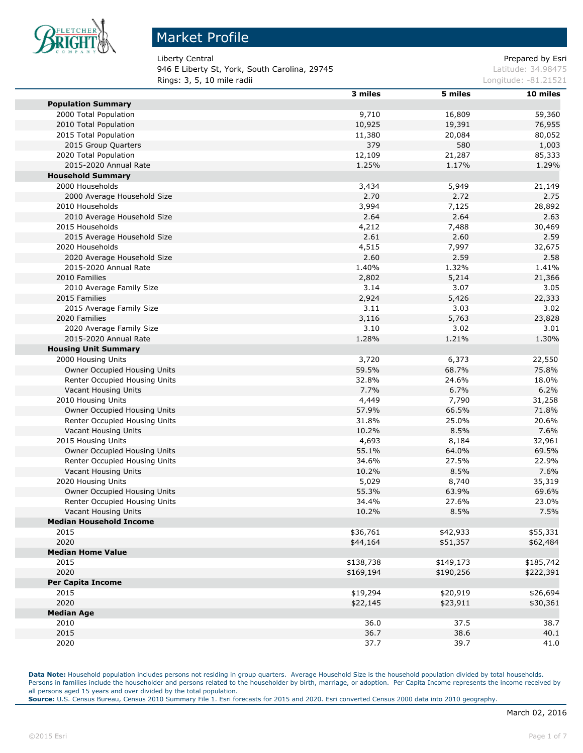# Market Profile

Liberty Central
946 E Liberty St, York, South Carolina, 29745
Rings: 3, 5, 10 mile radii

Prepared by Esri
Latitude: 34.98475
Longitude: -81.21521

| | 3 miles | 5 miles | 10 miles |
|---|---|---|---|
| **Population Summary** | | | |
| 2000 Total Population | 9,710 | 16,809 | 59,360 |
| 2010 Total Population | 10,925 | 19,391 | 76,955 |
| 2015 Total Population | 11,380 | 20,084 | 80,052 |
| 2015 Group Quarters | 379 | 580 | 1,003 |
| 2020 Total Population | 12,109 | 21,287 | 85,333 |
| 2015-2020 Annual Rate | 1.25% | 1.17% | 1.29% |
| **Household Summary** | | | |
| 2000 Households | 3,434 | 5,949 | 21,149 |
| 2000 Average Household Size | 2.70 | 2.72 | 2.75 |
| 2010 Households | 3,994 | 7,125 | 28,892 |
| 2010 Average Household Size | 2.64 | 2.64 | 2.63 |
| 2015 Households | 4,212 | 7,488 | 30,469 |
| 2015 Average Household Size | 2.61 | 2.60 | 2.59 |
| 2020 Households | 4,515 | 7,997 | 32,675 |
| 2020 Average Household Size | 2.60 | 2.59 | 2.58 |
| 2015-2020 Annual Rate | 1.40% | 1.32% | 1.41% |
| 2010 Families | 2,802 | 5,214 | 21,366 |
| 2010 Average Family Size | 3.14 | 3.07 | 3.05 |
| 2015 Families | 2,924 | 5,426 | 22,333 |
| 2015 Average Family Size | 3.11 | 3.03 | 3.02 |
| 2020 Families | 3,116 | 5,763 | 23,828 |
| 2020 Average Family Size | 3.10 | 3.02 | 3.01 |
| 2015-2020 Annual Rate | 1.28% | 1.21% | 1.30% |
| **Housing Unit Summary** | | | |
| 2000 Housing Units | 3,720 | 6,373 | 22,550 |
| Owner Occupied Housing Units | 59.5% | 68.7% | 75.8% |
| Renter Occupied Housing Units | 32.8% | 24.6% | 18.0% |
| Vacant Housing Units | 7.7% | 6.7% | 6.2% |
| 2010 Housing Units | 4,449 | 7,790 | 31,258 |
| Owner Occupied Housing Units | 57.9% | 66.5% | 71.8% |
| Renter Occupied Housing Units | 31.8% | 25.0% | 20.6% |
| Vacant Housing Units | 10.2% | 8.5% | 7.6% |
| 2015 Housing Units | 4,693 | 8,184 | 32,961 |
| Owner Occupied Housing Units | 55.1% | 64.0% | 69.5% |
| Renter Occupied Housing Units | 34.6% | 27.5% | 22.9% |
| Vacant Housing Units | 10.2% | 8.5% | 7.6% |
| 2020 Housing Units | 5,029 | 8,740 | 35,319 |
| Owner Occupied Housing Units | 55.3% | 63.9% | 69.6% |
| Renter Occupied Housing Units | 34.4% | 27.6% | 23.0% |
| Vacant Housing Units | 10.2% | 8.5% | 7.5% |
| **Median Household Income** | | | |
| 2015 | $36,761 | $42,933 | $55,331 |
| 2020 | $44,164 | $51,357 | $62,484 |
| **Median Home Value** | | | |
| 2015 | $138,738 | $149,173 | $185,742 |
| 2020 | $169,194 | $190,256 | $222,391 |
| **Per Capita Income** | | | |
| 2015 | $19,294 | $20,919 | $26,694 |
| 2020 | $22,145 | $23,911 | $30,361 |
| **Median Age** | | | |
| 2010 | 36.0 | 37.5 | 38.7 |
| 2015 | 36.7 | 38.6 | 40.1 |
| 2020 | 37.7 | 39.7 | 41.0 |

**Data Note:** Household population includes persons not residing in group quarters. Average Household Size is the household population divided by total households. Persons in families include the householder and persons related to the householder by birth, marriage, or adoption. Per Capita Income represents the income received by all persons aged 15 years and over divided by the total population.
**Source:** U.S. Census Bureau, Census 2010 Summary File 1. Esri forecasts for 2015 and 2020. Esri converted Census 2000 data into 2010 geography.

March 02, 2016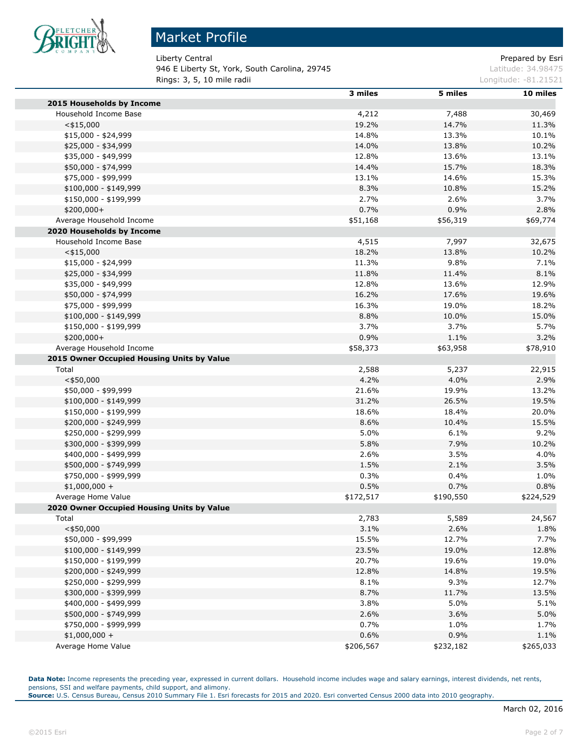# Market Profile

Liberty Central
946 E Liberty St, York, South Carolina, 29745
Rings: 3, 5, 10 mile radii

Prepared by Esri
Latitude: 34.98475
Longitude: -81.21521

| | 3 miles | 5 miles | 10 miles |
|---|---|---|---|
| **2015 Households by Income** | | | |
| Household Income Base | 4,212 | 7,488 | 30,469 |
| <$15,000 | 19.2% | 14.7% | 11.3% |
| $15,000 - $24,999 | 14.8% | 13.3% | 10.1% |
| $25,000 - $34,999 | 14.0% | 13.8% | 10.2% |
| $35,000 - $49,999 | 12.8% | 13.6% | 13.1% |
| $50,000 - $74,999 | 14.4% | 15.7% | 18.3% |
| $75,000 - $99,999 | 13.1% | 14.6% | 15.3% |
| $100,000 - $149,999 | 8.3% | 10.8% | 15.2% |
| $150,000 - $199,999 | 2.7% | 2.6% | 3.7% |
| $200,000+ | 0.7% | 0.9% | 2.8% |
| Average Household Income | $51,168 | $56,319 | $69,774 |
| **2020 Households by Income** | | | |
| Household Income Base | 4,515 | 7,997 | 32,675 |
| <$15,000 | 18.2% | 13.8% | 10.2% |
| $15,000 - $24,999 | 11.3% | 9.8% | 7.1% |
| $25,000 - $34,999 | 11.8% | 11.4% | 8.1% |
| $35,000 - $49,999 | 12.8% | 13.6% | 12.9% |
| $50,000 - $74,999 | 16.2% | 17.6% | 19.6% |
| $75,000 - $99,999 | 16.3% | 19.0% | 18.2% |
| $100,000 - $149,999 | 8.8% | 10.0% | 15.0% |
| $150,000 - $199,999 | 3.7% | 3.7% | 5.7% |
| $200,000+ | 0.9% | 1.1% | 3.2% |
| Average Household Income | $58,373 | $63,958 | $78,910 |
| **2015 Owner Occupied Housing Units by Value** | | | |
| Total | 2,588 | 5,237 | 22,915 |
| <$50,000 | 4.2% | 4.0% | 2.9% |
| $50,000 - $99,999 | 21.6% | 19.9% | 13.2% |
| $100,000 - $149,999 | 31.2% | 26.5% | 19.5% |
| $150,000 - $199,999 | 18.6% | 18.4% | 20.0% |
| $200,000 - $249,999 | 8.6% | 10.4% | 15.5% |
| $250,000 - $299,999 | 5.0% | 6.1% | 9.2% |
| $300,000 - $399,999 | 5.8% | 7.9% | 10.2% |
| $400,000 - $499,999 | 2.6% | 3.5% | 4.0% |
| $500,000 - $749,999 | 1.5% | 2.1% | 3.5% |
| $750,000 - $999,999 | 0.3% | 0.4% | 1.0% |
| $1,000,000 + | 0.5% | 0.7% | 0.8% |
| Average Home Value | $172,517 | $190,550 | $224,529 |
| **2020 Owner Occupied Housing Units by Value** | | | |
| Total | 2,783 | 5,589 | 24,567 |
| <$50,000 | 3.1% | 2.6% | 1.8% |
| $50,000 - $99,999 | 15.5% | 12.7% | 7.7% |
| $100,000 - $149,999 | 23.5% | 19.0% | 12.8% |
| $150,000 - $199,999 | 20.7% | 19.6% | 19.0% |
| $200,000 - $249,999 | 12.8% | 14.8% | 19.5% |
| $250,000 - $299,999 | 8.1% | 9.3% | 12.7% |
| $300,000 - $399,999 | 8.7% | 11.7% | 13.5% |
| $400,000 - $499,999 | 3.8% | 5.0% | 5.1% |
| $500,000 - $749,999 | 2.6% | 3.6% | 5.0% |
| $750,000 - $999,999 | 0.7% | 1.0% | 1.7% |
| $1,000,000 + | 0.6% | 0.9% | 1.1% |
| Average Home Value | $206,567 | $232,182 | $265,033 |

**Data Note:** Income represents the preceding year, expressed in current dollars. Household income includes wage and salary earnings, interest dividends, net rents, pensions, SSI and welfare payments, child support, and alimony.
**Source:** U.S. Census Bureau, Census 2010 Summary File 1. Esri forecasts for 2015 and 2020. Esri converted Census 2000 data into 2010 geography.

March 02, 2016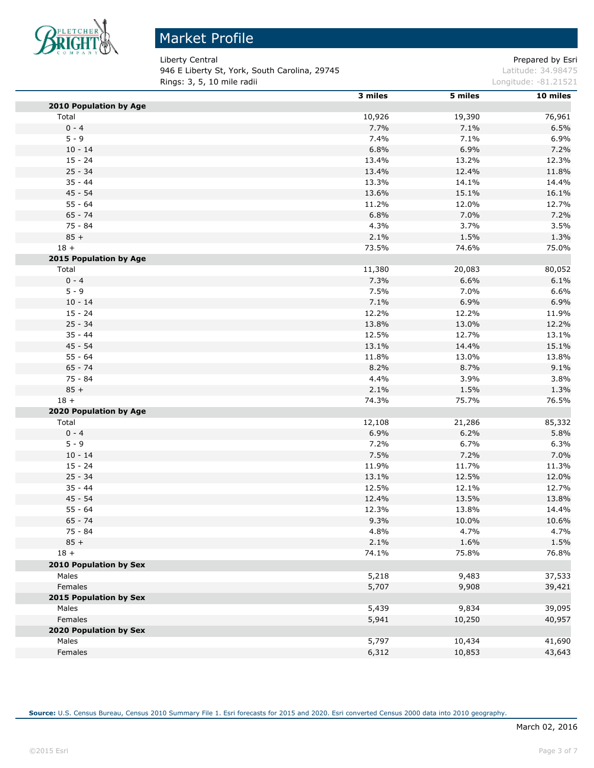# Market Profile

Liberty Central
946 E Liberty St, York, South Carolina, 29745
Rings: 3, 5, 10 mile radii

Prepared by Esri
Latitude: 34.98475
Longitude: -81.21521

| | 3 miles | 5 miles | 10 miles |
|---|---|---|---|
| **2010 Population by Age** | | | |
| Total | 10,926 | 19,390 | 76,961 |
| 0 - 4 | 7.7% | 7.1% | 6.5% |
| 5 - 9 | 7.4% | 7.1% | 6.9% |
| 10 - 14 | 6.8% | 6.9% | 7.2% |
| 15 - 24 | 13.4% | 13.2% | 12.3% |
| 25 - 34 | 13.4% | 12.4% | 11.8% |
| 35 - 44 | 13.3% | 14.1% | 14.4% |
| 45 - 54 | 13.6% | 15.1% | 16.1% |
| 55 - 64 | 11.2% | 12.0% | 12.7% |
| 65 - 74 | 6.8% | 7.0% | 7.2% |
| 75 - 84 | 4.3% | 3.7% | 3.5% |
| 85 + | 2.1% | 1.5% | 1.3% |
| 18 + | 73.5% | 74.6% | 75.0% |
| **2015 Population by Age** | | | |
| Total | 11,380 | 20,083 | 80,052 |
| 0 - 4 | 7.3% | 6.6% | 6.1% |
| 5 - 9 | 7.5% | 7.0% | 6.6% |
| 10 - 14 | 7.1% | 6.9% | 6.9% |
| 15 - 24 | 12.2% | 12.2% | 11.9% |
| 25 - 34 | 13.8% | 13.0% | 12.2% |
| 35 - 44 | 12.5% | 12.7% | 13.1% |
| 45 - 54 | 13.1% | 14.4% | 15.1% |
| 55 - 64 | 11.8% | 13.0% | 13.8% |
| 65 - 74 | 8.2% | 8.7% | 9.1% |
| 75 - 84 | 4.4% | 3.9% | 3.8% |
| 85 + | 2.1% | 1.5% | 1.3% |
| 18 + | 74.3% | 75.7% | 76.5% |
| **2020 Population by Age** | | | |
| Total | 12,108 | 21,286 | 85,332 |
| 0 - 4 | 6.9% | 6.2% | 5.8% |
| 5 - 9 | 7.2% | 6.7% | 6.3% |
| 10 - 14 | 7.5% | 7.2% | 7.0% |
| 15 - 24 | 11.9% | 11.7% | 11.3% |
| 25 - 34 | 13.1% | 12.5% | 12.0% |
| 35 - 44 | 12.5% | 12.1% | 12.7% |
| 45 - 54 | 12.4% | 13.5% | 13.8% |
| 55 - 64 | 12.3% | 13.8% | 14.4% |
| 65 - 74 | 9.3% | 10.0% | 10.6% |
| 75 - 84 | 4.8% | 4.7% | 4.7% |
| 85 + | 2.1% | 1.6% | 1.5% |
| 18 + | 74.1% | 75.8% | 76.8% |
| **2010 Population by Sex** | | | |
| Males | 5,218 | 9,483 | 37,533 |
| Females | 5,707 | 9,908 | 39,421 |
| **2015 Population by Sex** | | | |
| Males | 5,439 | 9,834 | 39,095 |
| Females | 5,941 | 10,250 | 40,957 |
| **2020 Population by Sex** | | | |
| Males | 5,797 | 10,434 | 41,690 |
| Females | 6,312 | 10,853 | 43,643 |

**Source:** U.S. Census Bureau, Census 2010 Summary File 1. Esri forecasts for 2015 and 2020. Esri converted Census 2000 data into 2010 geography.

March 02, 2016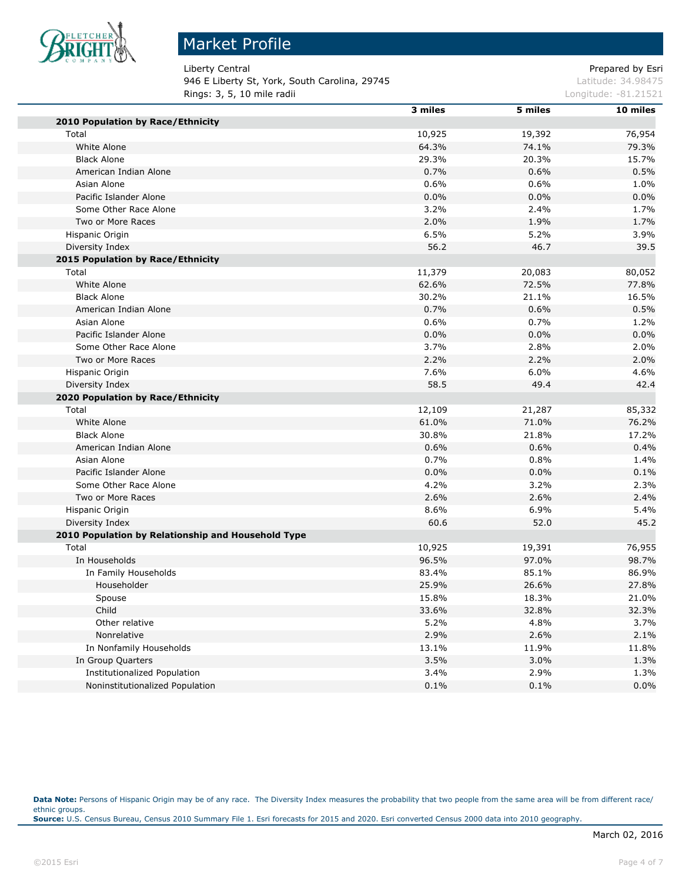# Market Profile

Liberty Central
946 E Liberty St, York, South Carolina, 29745
Rings: 3, 5, 10 mile radii

Prepared by Esri
Latitude: 34.98475
Longitude: -81.21521

| | 3 miles | 5 miles | 10 miles |
|---|---|---|---|
| **2010 Population by Race/Ethnicity** | | | |
| Total | 10,925 | 19,392 | 76,954 |
| White Alone | 64.3% | 74.1% | 79.3% |
| Black Alone | 29.3% | 20.3% | 15.7% |
| American Indian Alone | 0.7% | 0.6% | 0.5% |
| Asian Alone | 0.6% | 0.6% | 1.0% |
| Pacific Islander Alone | 0.0% | 0.0% | 0.0% |
| Some Other Race Alone | 3.2% | 2.4% | 1.7% |
| Two or More Races | 2.0% | 1.9% | 1.7% |
| Hispanic Origin | 6.5% | 5.2% | 3.9% |
| Diversity Index | 56.2 | 46.7 | 39.5 |
| **2015 Population by Race/Ethnicity** | | | |
| Total | 11,379 | 20,083 | 80,052 |
| White Alone | 62.6% | 72.5% | 77.8% |
| Black Alone | 30.2% | 21.1% | 16.5% |
| American Indian Alone | 0.7% | 0.6% | 0.5% |
| Asian Alone | 0.6% | 0.7% | 1.2% |
| Pacific Islander Alone | 0.0% | 0.0% | 0.0% |
| Some Other Race Alone | 3.7% | 2.8% | 2.0% |
| Two or More Races | 2.2% | 2.2% | 2.0% |
| Hispanic Origin | 7.6% | 6.0% | 4.6% |
| Diversity Index | 58.5 | 49.4 | 42.4 |
| **2020 Population by Race/Ethnicity** | | | |
| Total | 12,109 | 21,287 | 85,332 |
| White Alone | 61.0% | 71.0% | 76.2% |
| Black Alone | 30.8% | 21.8% | 17.2% |
| American Indian Alone | 0.6% | 0.6% | 0.4% |
| Asian Alone | 0.7% | 0.8% | 1.4% |
| Pacific Islander Alone | 0.0% | 0.0% | 0.1% |
| Some Other Race Alone | 4.2% | 3.2% | 2.3% |
| Two or More Races | 2.6% | 2.6% | 2.4% |
| Hispanic Origin | 8.6% | 6.9% | 5.4% |
| Diversity Index | 60.6 | 52.0 | 45.2 |
| **2010 Population by Relationship and Household Type** | | | |
| Total | 10,925 | 19,391 | 76,955 |
| In Households | 96.5% | 97.0% | 98.7% |
| In Family Households | 83.4% | 85.1% | 86.9% |
| Householder | 25.9% | 26.6% | 27.8% |
| Spouse | 15.8% | 18.3% | 21.0% |
| Child | 33.6% | 32.8% | 32.3% |
| Other relative | 5.2% | 4.8% | 3.7% |
| Nonrelative | 2.9% | 2.6% | 2.1% |
| In Nonfamily Households | 13.1% | 11.9% | 11.8% |
| In Group Quarters | 3.5% | 3.0% | 1.3% |
| Institutionalized Population | 3.4% | 2.9% | 1.3% |
| Noninstitutionalized Population | 0.1% | 0.1% | 0.0% |

**Data Note:** Persons of Hispanic Origin may be of any race. The Diversity Index measures the probability that two people from the same area will be from different race/ethnic groups.
**Source:** U.S. Census Bureau, Census 2010 Summary File 1. Esri forecasts for 2015 and 2020. Esri converted Census 2000 data into 2010 geography.

March 02, 2016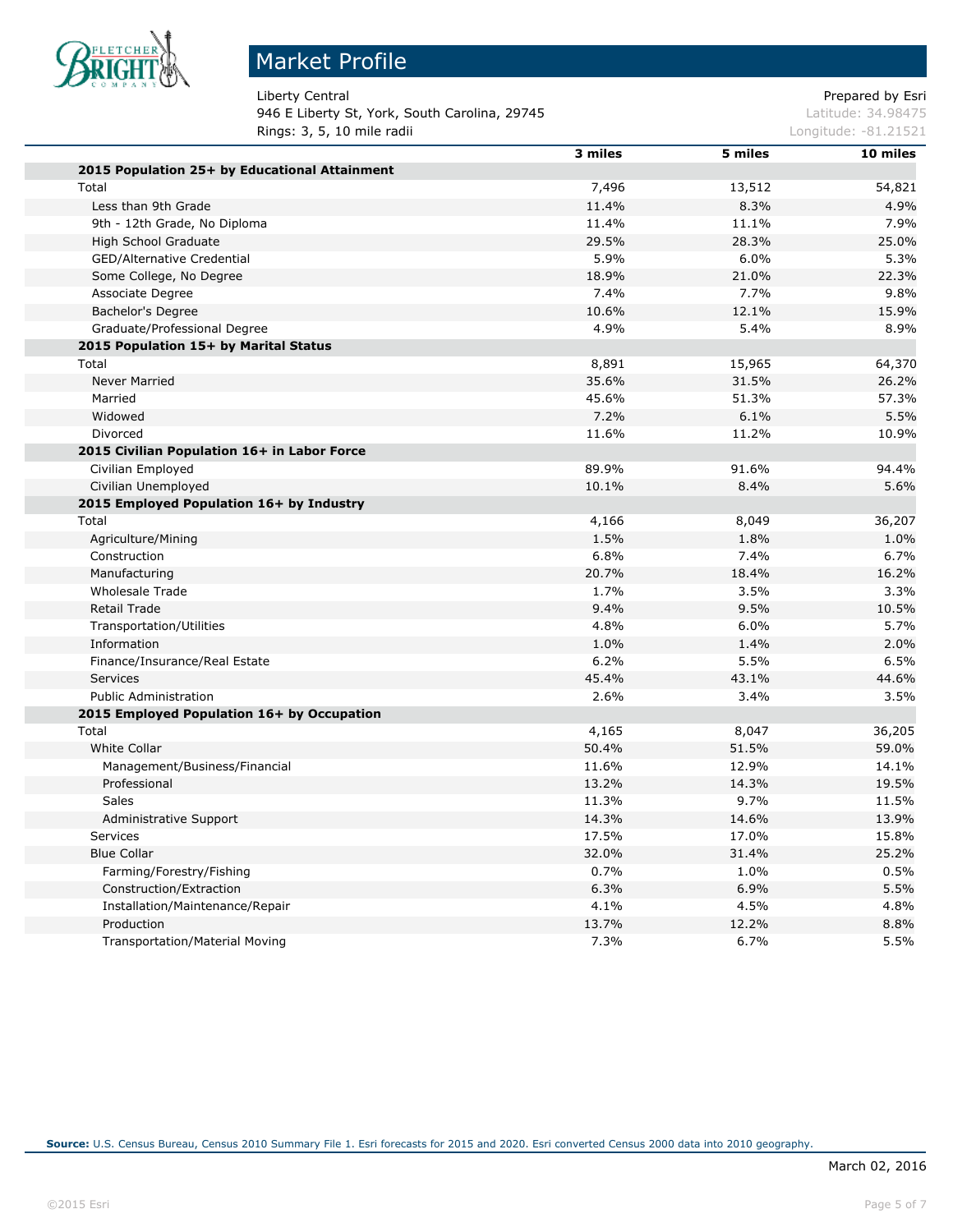# Market Profile

Liberty Central
946 E Liberty St, York, South Carolina, 29745
Rings: 3, 5, 10 mile radii

Prepared by Esri
Latitude: 34.98475
Longitude: -81.21521

| | 3 miles | 5 miles | 10 miles |
|---|---|---|---|
| **2015 Population 25+ by Educational Attainment** | | | |
| Total | 7,496 | 13,512 | 54,821 |
| Less than 9th Grade | 11.4% | 8.3% | 4.9% |
| 9th - 12th Grade, No Diploma | 11.4% | 11.1% | 7.9% |
| High School Graduate | 29.5% | 28.3% | 25.0% |
| GED/Alternative Credential | 5.9% | 6.0% | 5.3% |
| Some College, No Degree | 18.9% | 21.0% | 22.3% |
| Associate Degree | 7.4% | 7.7% | 9.8% |
| Bachelor's Degree | 10.6% | 12.1% | 15.9% |
| Graduate/Professional Degree | 4.9% | 5.4% | 8.9% |
| **2015 Population 15+ by Marital Status** | | | |
| Total | 8,891 | 15,965 | 64,370 |
| Never Married | 35.6% | 31.5% | 26.2% |
| Married | 45.6% | 51.3% | 57.3% |
| Widowed | 7.2% | 6.1% | 5.5% |
| Divorced | 11.6% | 11.2% | 10.9% |
| **2015 Civilian Population 16+ in Labor Force** | | | |
| Civilian Employed | 89.9% | 91.6% | 94.4% |
| Civilian Unemployed | 10.1% | 8.4% | 5.6% |
| **2015 Employed Population 16+ by Industry** | | | |
| Total | 4,166 | 8,049 | 36,207 |
| Agriculture/Mining | 1.5% | 1.8% | 1.0% |
| Construction | 6.8% | 7.4% | 6.7% |
| Manufacturing | 20.7% | 18.4% | 16.2% |
| Wholesale Trade | 1.7% | 3.5% | 3.3% |
| Retail Trade | 9.4% | 9.5% | 10.5% |
| Transportation/Utilities | 4.8% | 6.0% | 5.7% |
| Information | 1.0% | 1.4% | 2.0% |
| Finance/Insurance/Real Estate | 6.2% | 5.5% | 6.5% |
| Services | 45.4% | 43.1% | 44.6% |
| Public Administration | 2.6% | 3.4% | 3.5% |
| **2015 Employed Population 16+ by Occupation** | | | |
| Total | 4,165 | 8,047 | 36,205 |
| White Collar | 50.4% | 51.5% | 59.0% |
| Management/Business/Financial | 11.6% | 12.9% | 14.1% |
| Professional | 13.2% | 14.3% | 19.5% |
| Sales | 11.3% | 9.7% | 11.5% |
| Administrative Support | 14.3% | 14.6% | 13.9% |
| Services | 17.5% | 17.0% | 15.8% |
| Blue Collar | 32.0% | 31.4% | 25.2% |
| Farming/Forestry/Fishing | 0.7% | 1.0% | 0.5% |
| Construction/Extraction | 6.3% | 6.9% | 5.5% |
| Installation/Maintenance/Repair | 4.1% | 4.5% | 4.8% |
| Production | 13.7% | 12.2% | 8.8% |
| Transportation/Material Moving | 7.3% | 6.7% | 5.5% |

**Source:** U.S. Census Bureau, Census 2010 Summary File 1. Esri forecasts for 2015 and 2020. Esri converted Census 2000 data into 2010 geography.

March 02, 2016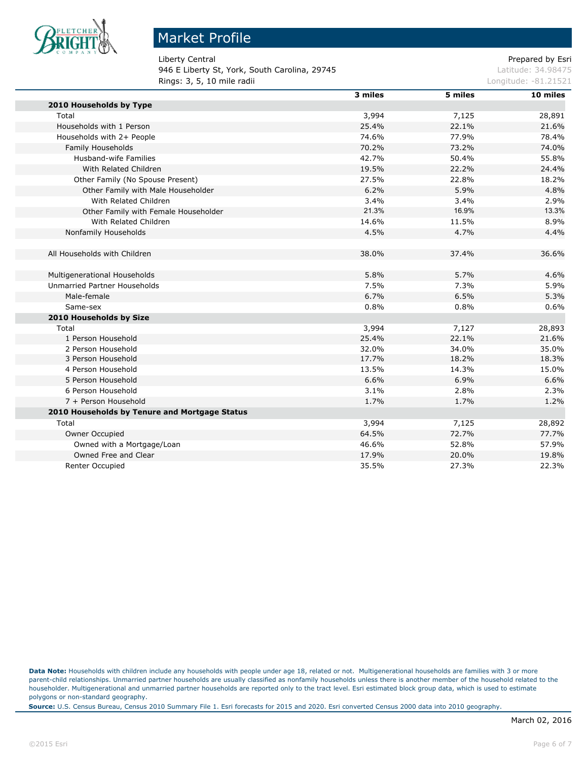# Market Profile

Liberty Central
946 E Liberty St, York, South Carolina, 29745
Rings: 3, 5, 10 mile radii

Prepared by Esri
Latitude: 34.98475
Longitude: -81.21521

| | 3 miles | 5 miles | 10 miles |
|---|---|---|---|
| **2010 Households by Type** | | | |
| Total | 3,994 | 7,125 | 28,891 |
| Households with 1 Person | 25.4% | 22.1% | 21.6% |
| Households with 2+ People | 74.6% | 77.9% | 78.4% |
| Family Households | 70.2% | 73.2% | 74.0% |
| Husband-wife Families | 42.7% | 50.4% | 55.8% |
| With Related Children | 19.5% | 22.2% | 24.4% |
| Other Family (No Spouse Present) | 27.5% | 22.8% | 18.2% |
| Other Family with Male Householder | 6.2% | 5.9% | 4.8% |
| With Related Children | 3.4% | 3.4% | 2.9% |
| Other Family with Female Householder | 21.3% | 16.9% | 13.3% |
| With Related Children | 14.6% | 11.5% | 8.9% |
| Nonfamily Households | 4.5% | 4.7% | 4.4% |
| | | | |
| All Households with Children | 38.0% | 37.4% | 36.6% |
| | | | |
| Multigenerational Households | 5.8% | 5.7% | 4.6% |
| Unmarried Partner Households | 7.5% | 7.3% | 5.9% |
| Male-female | 6.7% | 6.5% | 5.3% |
| Same-sex | 0.8% | 0.8% | 0.6% |
| **2010 Households by Size** | | | |
| Total | 3,994 | 7,127 | 28,893 |
| 1 Person Household | 25.4% | 22.1% | 21.6% |
| 2 Person Household | 32.0% | 34.0% | 35.0% |
| 3 Person Household | 17.7% | 18.2% | 18.3% |
| 4 Person Household | 13.5% | 14.3% | 15.0% |
| 5 Person Household | 6.6% | 6.9% | 6.6% |
| 6 Person Household | 3.1% | 2.8% | 2.3% |
| 7 + Person Household | 1.7% | 1.7% | 1.2% |
| **2010 Households by Tenure and Mortgage Status** | | | |
| Total | 3,994 | 7,125 | 28,892 |
| Owner Occupied | 64.5% | 72.7% | 77.7% |
| Owned with a Mortgage/Loan | 46.6% | 52.8% | 57.9% |
| Owned Free and Clear | 17.9% | 20.0% | 19.8% |
| Renter Occupied | 35.5% | 27.3% | 22.3% |

**Data Note:** Households with children include any households with people under age 18, related or not. Multigenerational households are families with 3 or more parent-child relationships. Unmarried partner households are usually classified as nonfamily households unless there is another member of the household related to the householder. Multigenerational and unmarried partner households are reported only to the tract level. Esri estimated block group data, which is used to estimate polygons or non-standard geography.

**Source:** U.S. Census Bureau, Census 2010 Summary File 1. Esri forecasts for 2015 and 2020. Esri converted Census 2000 data into 2010 geography.

March 02, 2016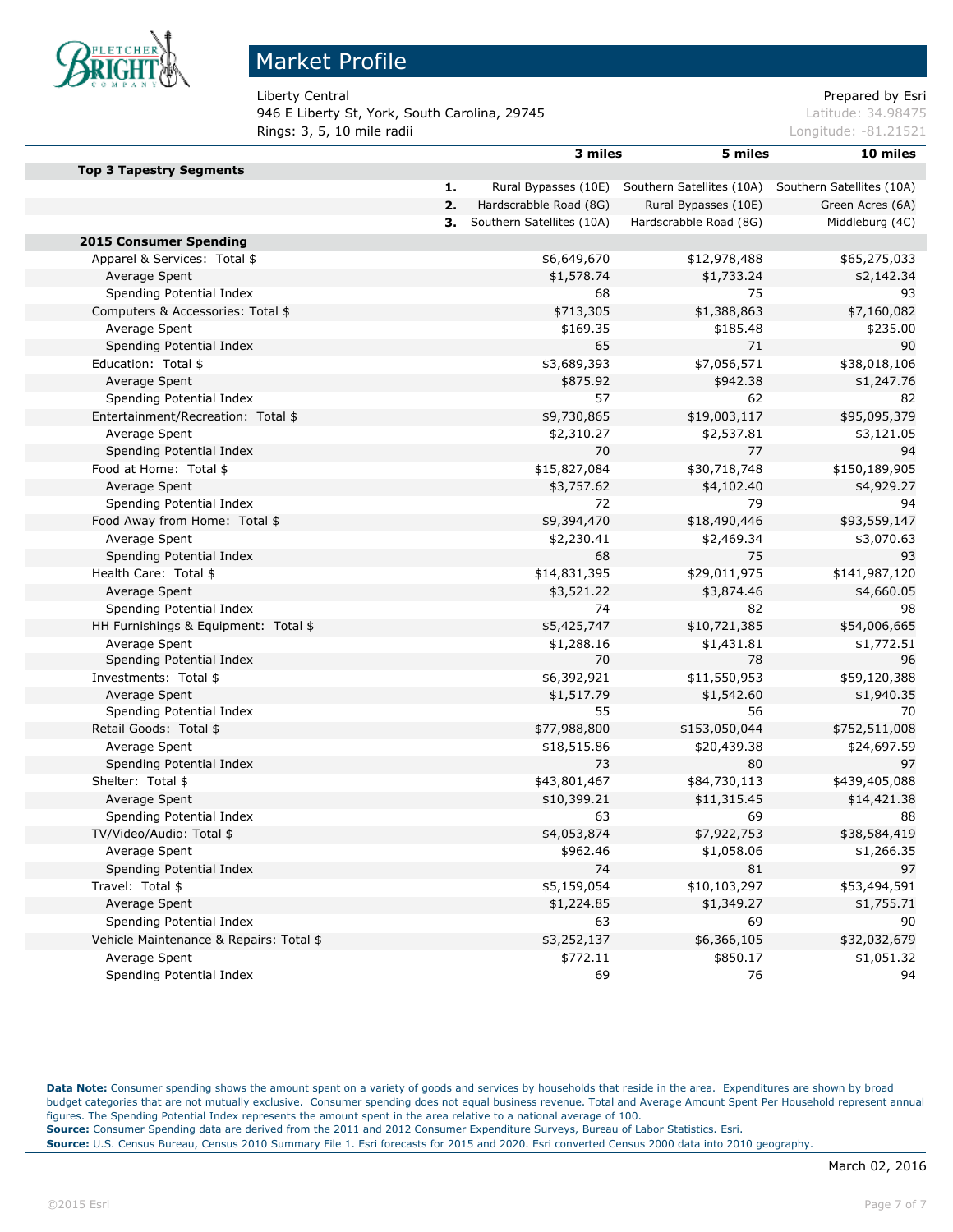# Market Profile

Liberty Central
946 E Liberty St, York, South Carolina, 29745
Rings: 3, 5, 10 mile radii

Prepared by Esri
Latitude: 34.98475
Longitude: -81.21521

| | | 3 miles | 5 miles | 10 miles |
|---|---|---|---|---|
| **Top 3 Tapestry Segments** | | | | |
| | **1.** | Rural Bypasses (10E) | Southern Satellites (10A) | Southern Satellites (10A) |
| | **2.** | Hardscrabble Road (8G) | Rural Bypasses (10E) | Green Acres (6A) |
| | **3.** | Southern Satellites (10A) | Hardscrabble Road (8G) | Middleburg (4C) |
| **2015 Consumer Spending** | | | | |
| Apparel & Services: Total $ | | $6,649,670 | $12,978,488 | $65,275,033 |
| Average Spent | | $1,578.74 | $1,733.24 | $2,142.34 |
| Spending Potential Index | | 68 | 75 | 93 |
| Computers & Accessories: Total $ | | $713,305 | $1,388,863 | $7,160,082 |
| Average Spent | | $169.35 | $185.48 | $235.00 |
| Spending Potential Index | | 65 | 71 | 90 |
| Education: Total $ | | $3,689,393 | $7,056,571 | $38,018,106 |
| Average Spent | | $875.92 | $942.38 | $1,247.76 |
| Spending Potential Index | | 57 | 62 | 82 |
| Entertainment/Recreation: Total $ | | $9,730,865 | $19,003,117 | $95,095,379 |
| Average Spent | | $2,310.27 | $2,537.81 | $3,121.05 |
| Spending Potential Index | | 70 | 77 | 94 |
| Food at Home: Total $ | | $15,827,084 | $30,718,748 | $150,189,905 |
| Average Spent | | $3,757.62 | $4,102.40 | $4,929.27 |
| Spending Potential Index | | 72 | 79 | 94 |
| Food Away from Home: Total $ | | $9,394,470 | $18,490,446 | $93,559,147 |
| Average Spent | | $2,230.41 | $2,469.34 | $3,070.63 |
| Spending Potential Index | | 68 | 75 | 93 |
| Health Care: Total $ | | $14,831,395 | $29,011,975 | $141,987,120 |
| Average Spent | | $3,521.22 | $3,874.46 | $4,660.05 |
| Spending Potential Index | | 74 | 82 | 98 |
| HH Furnishings & Equipment: Total $ | | $5,425,747 | $10,721,385 | $54,006,665 |
| Average Spent | | $1,288.16 | $1,431.81 | $1,772.51 |
| Spending Potential Index | | 70 | 78 | 96 |
| Investments: Total $ | | $6,392,921 | $11,550,953 | $59,120,388 |
| Average Spent | | $1,517.79 | $1,542.60 | $1,940.35 |
| Spending Potential Index | | 55 | 56 | 70 |
| Retail Goods: Total $ | | $77,988,800 | $153,050,044 | $752,511,008 |
| Average Spent | | $18,515.86 | $20,439.38 | $24,697.59 |
| Spending Potential Index | | 73 | 80 | 97 |
| Shelter: Total $ | | $43,801,467 | $84,730,113 | $439,405,088 |
| Average Spent | | $10,399.21 | $11,315.45 | $14,421.38 |
| Spending Potential Index | | 63 | 69 | 88 |
| TV/Video/Audio: Total $ | | $4,053,874 | $7,922,753 | $38,584,419 |
| Average Spent | | $962.46 | $1,058.06 | $1,266.35 |
| Spending Potential Index | | 74 | 81 | 97 |
| Travel: Total $ | | $5,159,054 | $10,103,297 | $53,494,591 |
| Average Spent | | $1,224.85 | $1,349.27 | $1,755.71 |
| Spending Potential Index | | 63 | 69 | 90 |
| Vehicle Maintenance & Repairs: Total $ | | $3,252,137 | $6,366,105 | $32,032,679 |
| Average Spent | | $772.11 | $850.17 | $1,051.32 |
| Spending Potential Index | | 69 | 76 | 94 |

**Data Note:** Consumer spending shows the amount spent on a variety of goods and services by households that reside in the area. Expenditures are shown by broad budget categories that are not mutually exclusive. Consumer spending does not equal business revenue. Total and Average Amount Spent Per Household represent annual figures. The Spending Potential Index represents the amount spent in the area relative to a national average of 100.
**Source:** Consumer Spending data are derived from the 2011 and 2012 Consumer Expenditure Surveys, Bureau of Labor Statistics. Esri.
**Source:** U.S. Census Bureau, Census 2010 Summary File 1. Esri forecasts for 2015 and 2020. Esri converted Census 2000 data into 2010 geography.

March 02, 2016